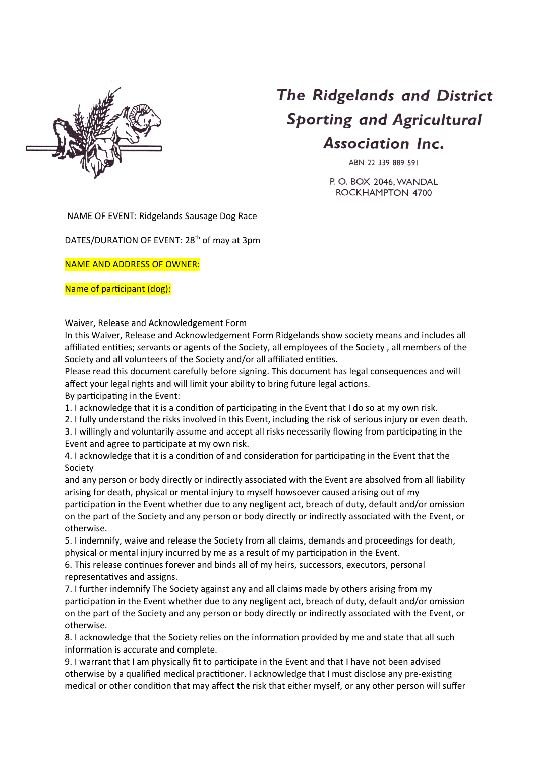# The Ridgelands and District Sporting and Agricultural Association Inc.

ABN 22 339 889 591

P. O. BOX 2046, WANDAL
ROCKHAMPTON 4700

NAME OF EVENT: Ridgelands Sausage Dog Race

DATES/DURATION OF EVENT: 28th of may at 3pm

NAME AND ADDRESS OF OWNER:

Name of participant (dog):

Waiver, Release and Acknowledgement Form

In this Waiver, Release and Acknowledgement Form Ridgelands show society means and includes all affiliated entities; servants or agents of the Society, all employees of the Society , all members of the Society and all volunteers of the Society and/or all affiliated entities.

Please read this document carefully before signing. This document has legal consequences and will affect your legal rights and will limit your ability to bring future legal actions.

By participating in the Event:

1. I acknowledge that it is a condition of participating in the Event that I do so at my own risk.
2. I fully understand the risks involved in this Event, including the risk of serious injury or even death.
3. I willingly and voluntarily assume and accept all risks necessarily flowing from participating in the Event and agree to participate at my own risk.
4. I acknowledge that it is a condition of and consideration for participating in the Event that the Society
and any person or body directly or indirectly associated with the Event are absolved from all liability arising for death, physical or mental injury to myself howsoever caused arising out of my participation in the Event whether due to any negligent act, breach of duty, default and/or omission on the part of the Society and any person or body directly or indirectly associated with the Event, or otherwise.
5. I indemnify, waive and release the Society from all claims, demands and proceedings for death, physical or mental injury incurred by me as a result of my participation in the Event.
6. This release continues forever and binds all of my heirs, successors, executors, personal representatives and assigns.
7. I further indemnify The Society against any and all claims made by others arising from my participation in the Event whether due to any negligent act, breach of duty, default and/or omission on the part of the Society and any person or body directly or indirectly associated with the Event, or otherwise.
8. I acknowledge that the Society relies on the information provided by me and state that all such information is accurate and complete.
9. I warrant that I am physically fit to participate in the Event and that I have not been advised otherwise by a qualified medical practitioner. I acknowledge that I must disclose any pre-existing medical or other condition that may affect the risk that either myself, or any other person will suffer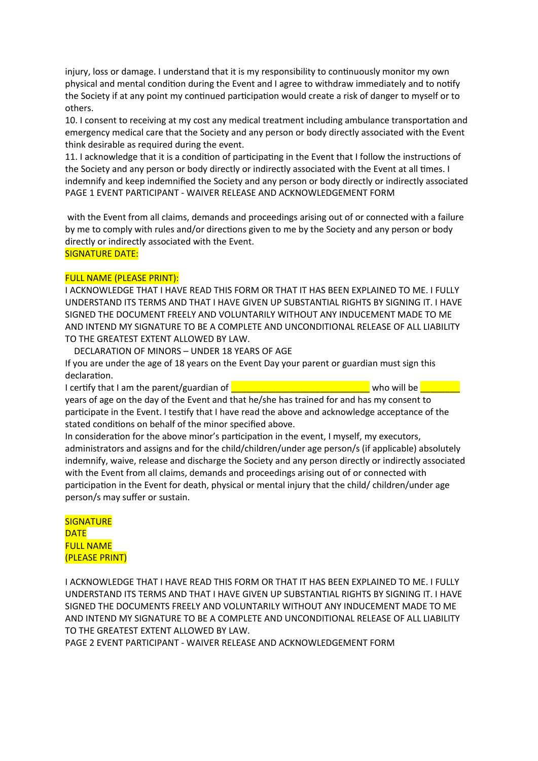injury, loss or damage. I understand that it is my responsibility to continuously monitor my own physical and mental condition during the Event and I agree to withdraw immediately and to notify the Society if at any point my continued participation would create a risk of danger to myself or to others.

10. I consent to receiving at my cost any medical treatment including ambulance transportation and emergency medical care that the Society and any person or body directly associated with the Event think desirable as required during the event.

11. I acknowledge that it is a condition of participating in the Event that I follow the instructions of the Society and any person or body directly or indirectly associated with the Event at all times. I indemnify and keep indemnified the Society and any person or body directly or indirectly associated with the Event from all claims, demands and proceedings arising out of or connected with a failure by me to comply with rules and/or directions given to me by the Society and any person or body directly or indirectly associated with the Event.

SIGNATURE DATE:

FULL NAME (PLEASE PRINT):

I ACKNOWLEDGE THAT I HAVE READ THIS FORM OR THAT IT HAS BEEN EXPLAINED TO ME. I FULLY UNDERSTAND ITS TERMS AND THAT I HAVE GIVEN UP SUBSTANTIAL RIGHTS BY SIGNING IT. I HAVE SIGNED THE DOCUMENT FREELY AND VOLUNTARILY WITHOUT ANY INDUCEMENT MADE TO ME AND INTEND MY SIGNATURE TO BE A COMPLETE AND UNCONDITIONAL RELEASE OF ALL LIABILITY TO THE GREATEST EXTENT ALLOWED BY LAW.

## DECLARATION OF MINORS – UNDER 18 YEARS OF AGE

If you are under the age of 18 years on the Event Day your parent or guardian must sign this declaration.

I certify that I am the parent/guardian of ____________________________ who will be ________ years of age on the day of the Event and that he/she has trained for and has my consent to participate in the Event. I testify that I have read the above and acknowledge acceptance of the stated conditions on behalf of the minor specified above.

In consideration for the above minor's participation in the event, I myself, my executors, administrators and assigns and for the child/children/under age person/s (if applicable) absolutely indemnify, waive, release and discharge the Society and any person directly or indirectly associated with the Event from all claims, demands and proceedings arising out of or connected with participation in the Event for death, physical or mental injury that the child/ children/under age person/s may suffer or sustain.

SIGNATURE
DATE
FULL NAME
(PLEASE PRINT)

I ACKNOWLEDGE THAT I HAVE READ THIS FORM OR THAT IT HAS BEEN EXPLAINED TO ME. I FULLY UNDERSTAND ITS TERMS AND THAT I HAVE GIVEN UP SUBSTANTIAL RIGHTS BY SIGNING IT. I HAVE SIGNED THE DOCUMENTS FREELY AND VOLUNTARILY WITHOUT ANY INDUCEMENT MADE TO ME AND INTEND MY SIGNATURE TO BE A COMPLETE AND UNCONDITIONAL RELEASE OF ALL LIABILITY TO THE GREATEST EXTENT ALLOWED BY LAW.